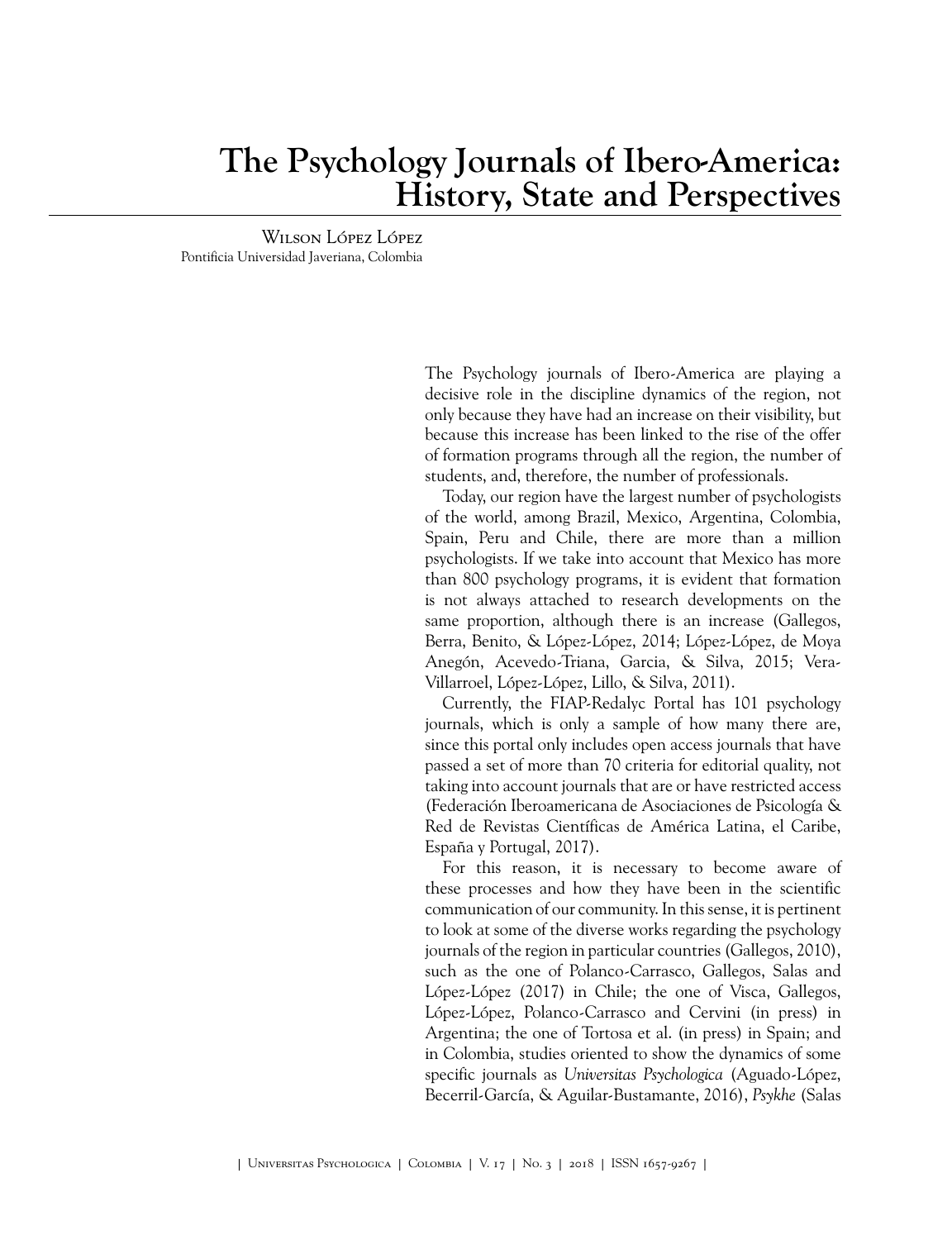# The Psychology Journals of Ibero-America: History, State and Perspectives

Wilson López López

Pontificia Universidad Javeriana, Colombia

The Psychology journals of Ibero-America are playing a decisive role in the discipline dynamics of the region, not only because they have had an increase on their visibility, but because this increase has been linked to the rise of the offer of formation programs through all the region, the number of students, and, therefore, the number of professionals.

Today, our region have the largest number of psychologists of the world, among Brazil, Mexico, Argentina, Colombia, Spain, Peru and Chile, there are more than a million psychologists. If we take into account that Mexico has more than 800 psychology programs, it is evident that formation is not always attached to research developments on the same proportion, although there is an increase (Gallegos, Berra, Benito, & López-López, 2014; López-López, de Moya Anegón, Acevedo-Triana, Garcia, & Silva, 2015; Vera-Villarroel, López-López, Lillo, & Silva, 2011).

Currently, the FIAP-Redalyc Portal has 101 psychology journals, which is only a sample of how many there are, since this portal only includes open access journals that have passed a set of more than 70 criteria for editorial quality, not taking into account journals that are or have restricted access (Federación Iberoamericana de Asociaciones de Psicología & Red de Revistas Científicas de América Latina, el Caribe, España y Portugal, 2017).

For this reason, it is necessary to become aware of these processes and how they have been in the scientific communication of our community. In this sense, it is pertinent to look at some of the diverse works regarding the psychology journals of the region in particular countries (Gallegos, 2010), such as the one of Polanco-Carrasco, Gallegos, Salas and López-López (2017) in Chile; the one of Visca, Gallegos, López-López, Polanco-Carrasco and Cervini (in press) in Argentina; the one of Tortosa et al. (in press) in Spain; and in Colombia, studies oriented to show the dynamics of some specific journals as *Universitas Psychologica* (Aguado-López, Becerril-García, & Aguilar-Bustamante, 2016), *Psykhe* (Salas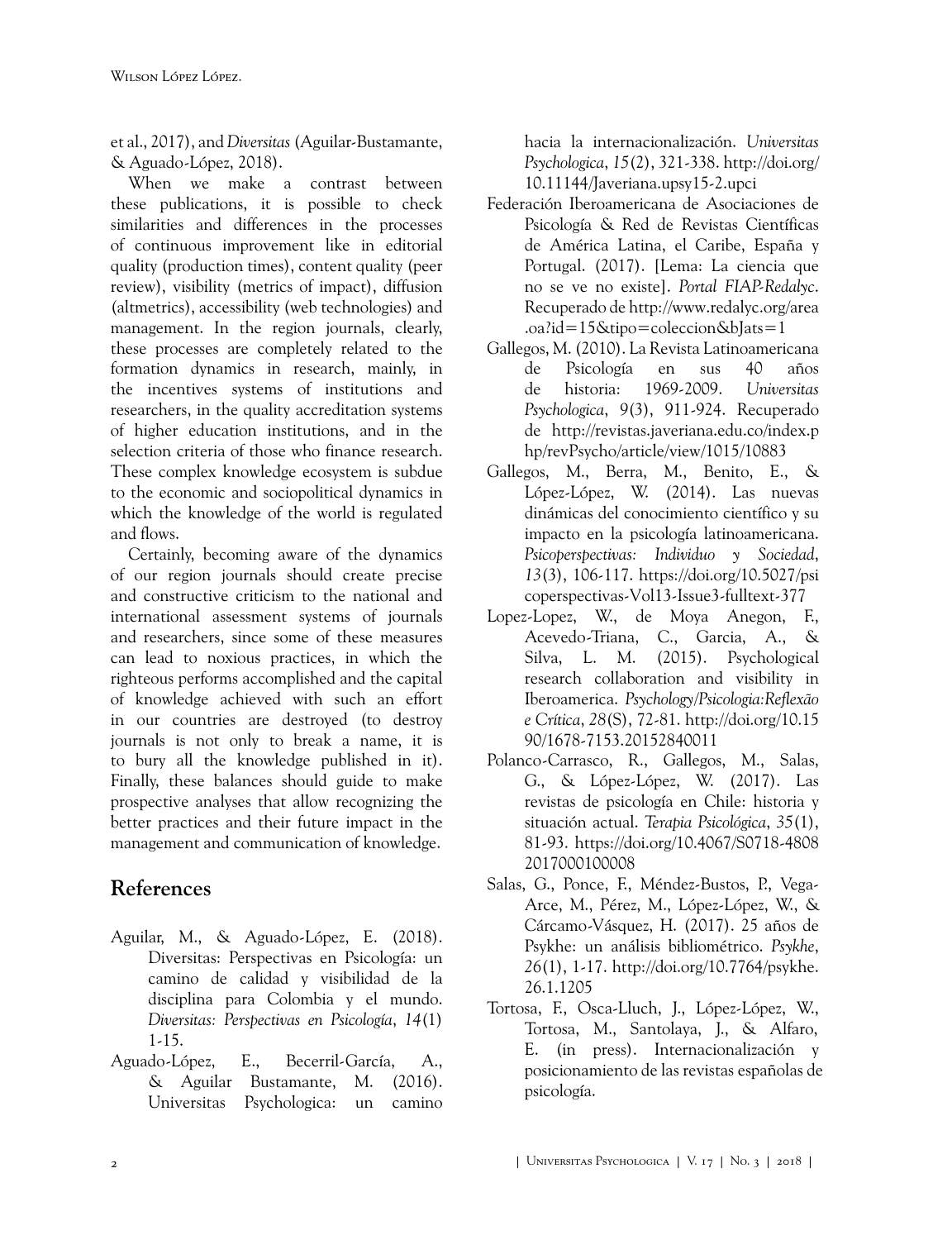et al., 2017), and *Diversitas* (Aguilar-Bustamante, & Aguado-López, 2018).

When we make a contrast between these publications, it is possible to check similarities and differences in the processes of continuous improvement like in editorial quality (production times), content quality (peer review), visibility (metrics of impact), diffusion (altmetrics), accessibility (web technologies) and management. In the region journals, clearly, these processes are completely related to the formation dynamics in research, mainly, in the incentives systems of institutions and researchers, in the quality accreditation systems of higher education institutions, and in the selection criteria of those who finance research. These complex knowledge ecosystem is subdue to the economic and sociopolitical dynamics in which the knowledge of the world is regulated and flows.

Certainly, becoming aware of the dynamics of our region journals should create precise and constructive criticism to the national and international assessment systems of journals and researchers, since some of these measures can lead to noxious practices, in which the righteous performs accomplished and the capital of knowledge achieved with such an effort in our countries are destroyed (to destroy journals is not only to break a name, it is to bury all the knowledge published in it). Finally, these balances should guide to make prospective analyses that allow recognizing the better practices and their future impact in the management and communication of knowledge.

## References

Aguilar, M., & Aguado-López, E. (2018). Diversitas: Perspectivas en Psicología: un camino de calidad y visibilidad de la disciplina para Colombia y el mundo. *Diversitas: Perspectivas en Psicología*, *14*(1) 1-15.

Aguado-López, E., Becerril-García, A., & Aguilar Bustamante, M. (2016). Universitas Psychologica: un camino hacia la internacionalización. *Universitas Psychologica*, *15*(2), 321-338. http://doi.org/10.11144/Javeriana.upsy15-2.upci

Federación Iberoamericana de Asociaciones de Psicología & Red de Revistas Científicas de América Latina, el Caribe, España y Portugal. (2017). [Lema: La ciencia que no se ve no existe]. *Portal FIAP-Redalyc*. Recuperado de http://www.redalyc.org/area.oa?id=15&tipo=coleccion&bJats=1

Gallegos, M. (2010). La Revista Latinoamericana de Psicología en sus 40 años de historia: 1969-2009. *Universitas Psychologica*, *9*(3), 911-924. Recuperado de http://revistas.javeriana.edu.co/index.php/revPsycho/article/view/1015/10883

Gallegos, M., Berra, M., Benito, E., & López-López, W. (2014). Las nuevas dinámicas del conocimiento científico y su impacto en la psicología latinoamericana. *Psicoperspectivas: Individuo y Sociedad*, *13*(3), 106-117. https://doi.org/10.5027/psicoperspectivas-Vol13-Issue3-fulltext-377

Lopez-Lopez, W., de Moya Anegon, F., Acevedo-Triana, C., Garcia, A., & Silva, L. M. (2015). Psychological research collaboration and visibility in Iberoamerica. *Psychology/Psicologia:Reflexão e Crítica*, *28*(S), 72-81. http://doi.org/10.1590/1678-7153.20152840011

Polanco-Carrasco, R., Gallegos, M., Salas, G., & López-López, W. (2017). Las revistas de psicología en Chile: historia y situación actual. *Terapia Psicológica*, *35*(1), 81-93. https://doi.org/10.4067/S0718-48082017000100008

Salas, G., Ponce, F., Méndez-Bustos, P., Vega-Arce, M., Pérez, M., López-López, W., & Cárcamo-Vásquez, H. (2017). 25 años de Psykhe: un análisis bibliométrico. *Psykhe*, *26*(1), 1-17. http://doi.org/10.7764/psykhe.26.1.1205

Tortosa, F., Osca-Lluch, J., López-López, W., Tortosa, M., Santolaya, J., & Alfaro, E. (in press). Internacionalización y posicionamiento de las revistas españolas de psicología.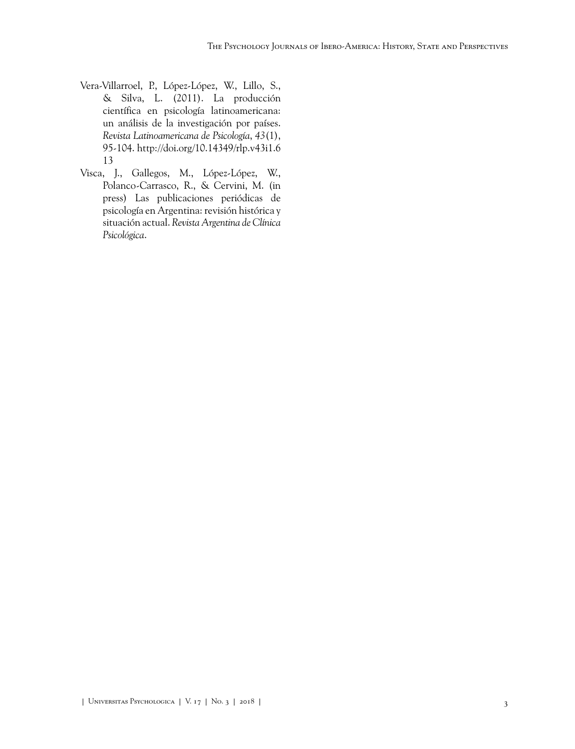Vera-Villarroel, P., López-López, W., Lillo, S., & Silva, L. (2011). La producción científica en psicología latinoamericana: un análisis de la investigación por países. *Revista Latinoamericana de Psicología*, *43*(1), 95-104. http://doi.org/10.14349/rlp.v43i1.613

Visca, J., Gallegos, M., López-López, W., Polanco-Carrasco, R., & Cervini, M. (in press) Las publicaciones periódicas de psicología en Argentina: revisión histórica y situación actual. *Revista Argentina de Clínica Psicológica*.